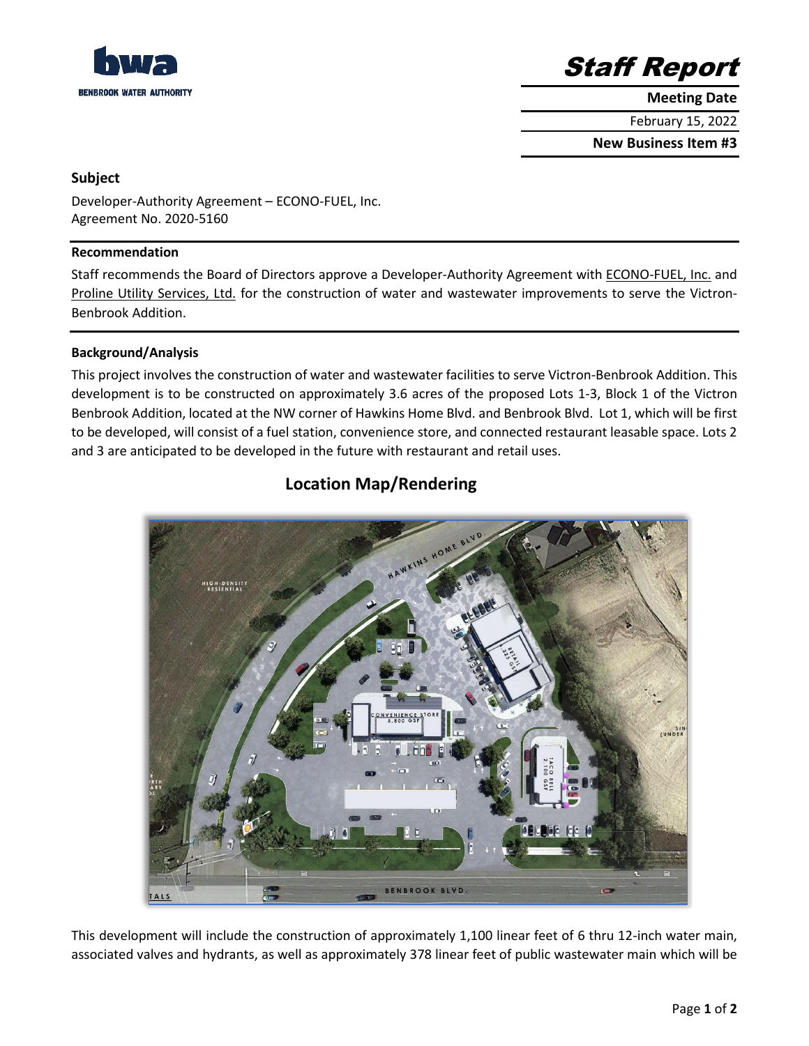**bwa**
BENBROOK WATER AUTHORITY

# *Staff Report*

**Meeting Date**

February 15, 2022

**New Business Item #3**

### Subject

Developer-Authority Agreement – ECONO-FUEL, Inc.
Agreement No. 2020-5160

#### Recommendation

Staff recommends the Board of Directors approve a Developer-Authority Agreement with ECONO-FUEL, Inc. and Proline Utility Services, Ltd. for the construction of water and wastewater improvements to serve the Victron-Benbrook Addition.

#### Background/Analysis

This project involves the construction of water and wastewater facilities to serve Victron-Benbrook Addition. This development is to be constructed on approximately 3.6 acres of the proposed Lots 1-3, Block 1 of the Victron Benbrook Addition, located at the NW corner of Hawkins Home Blvd. and Benbrook Blvd. Lot 1, which will be first to be developed, will consist of a fuel station, convenience store, and connected restaurant leasable space. Lots 2 and 3 are anticipated to be developed in the future with restaurant and retail uses.

## Location Map/Rendering

This development will include the construction of approximately 1,100 linear feet of 6 thru 12-inch water main, associated valves and hydrants, as well as approximately 378 linear feet of public wastewater main which will be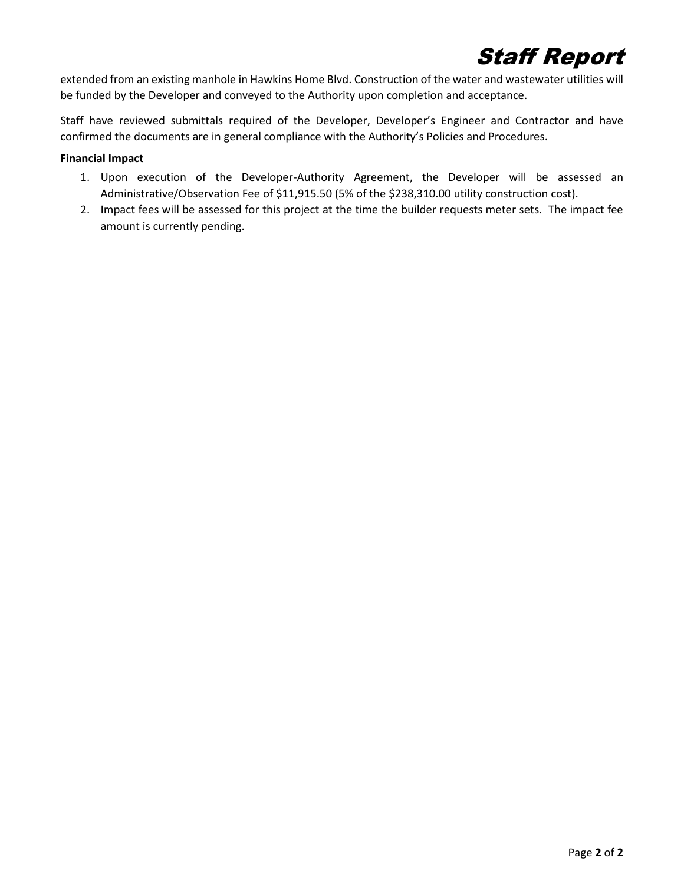extended from an existing manhole in Hawkins Home Blvd. Construction of the water and wastewater utilities will be funded by the Developer and conveyed to the Authority upon completion and acceptance.

Staff have reviewed submittals required of the Developer, Developer's Engineer and Contractor and have confirmed the documents are in general compliance with the Authority's Policies and Procedures.

**Financial Impact**

1. Upon execution of the Developer-Authority Agreement, the Developer will be assessed an Administrative/Observation Fee of $11,915.50 (5% of the $238,310.00 utility construction cost).
2. Impact fees will be assessed for this project at the time the builder requests meter sets. The impact fee amount is currently pending.